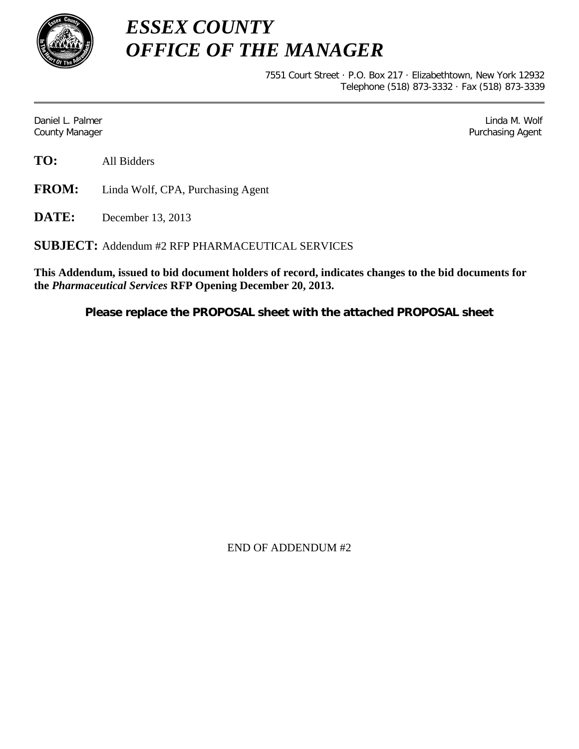# *ESSEX COUNTY*
# *OFFICE OF THE MANAGER*

7551 Court Street · P.O. Box 217 · Elizabethtown, New York 12932
Telephone (518) 873-3332 · Fax (518) 873-3339

---

Daniel L. Palmer
County Manager

Linda M. Wolf
Purchasing Agent

**TO:** All Bidders

**FROM:** Linda Wolf, CPA, Purchasing Agent

**DATE:** December 13, 2013

**SUBJECT:** Addendum #2 RFP PHARMACEUTICAL SERVICES

**This Addendum, issued to bid document holders of record, indicates changes to the bid documents for the *Pharmaceutical Services* RFP Opening December 20, 2013.**

**Please replace the PROPOSAL sheet with the attached PROPOSAL sheet**

END OF ADDENDUM #2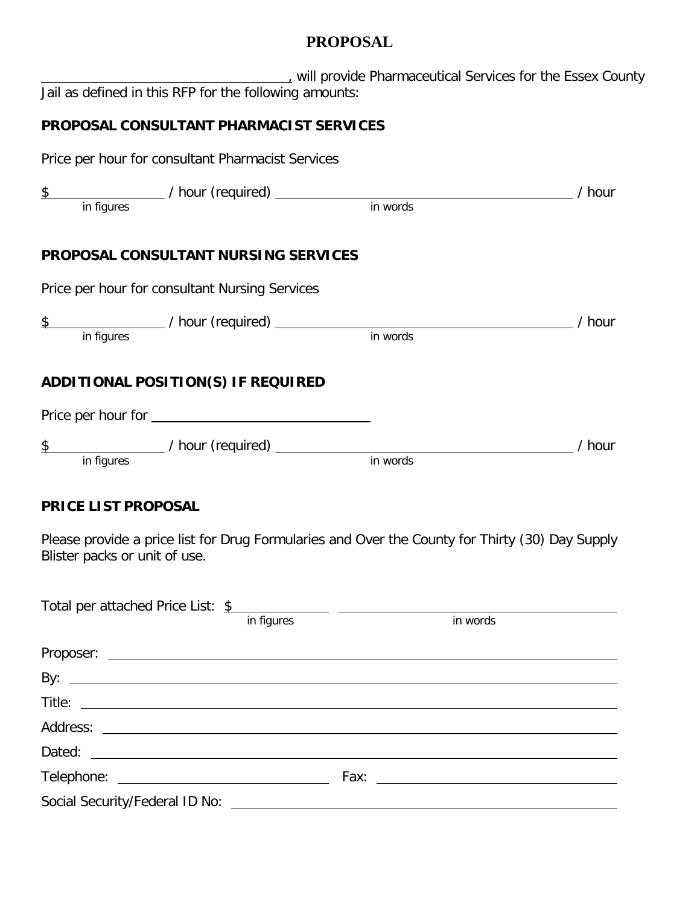# PROPOSAL

______________________________, will provide Pharmaceutical Services for the Essex County Jail as defined in this RFP for the following amounts:

**PROPOSAL CONSULTANT PHARMACIST SERVICES**

Price per hour for consultant Pharmacist Services

$______________ / hour (required) ________________________________________ / hour
in figures in words

**PROPOSAL CONSULTANT NURSING SERVICES**

Price per hour for consultant Nursing Services

$______________ / hour (required) ________________________________________ / hour
in figures in words

**ADDITIONAL POSITION(S) IF REQUIRED**

Price per hour for ______________________________

$______________ / hour (required) ________________________________________ / hour
in figures in words

**PRICE LIST PROPOSAL**

Please provide a price list for Drug Formularies and Over the County for Thirty (30) Day Supply Blister packs or unit of use.

Total per attached Price List: $______________ ________________________________________
in figures in words

Proposer: ____________________________________________________________

By: ____________________________________________________________

Title: ____________________________________________________________

Address: ____________________________________________________________

Dated: ____________________________________________________________

Telephone: ______________________________ Fax: ______________________________

Social Security/Federal ID No: ____________________________________________